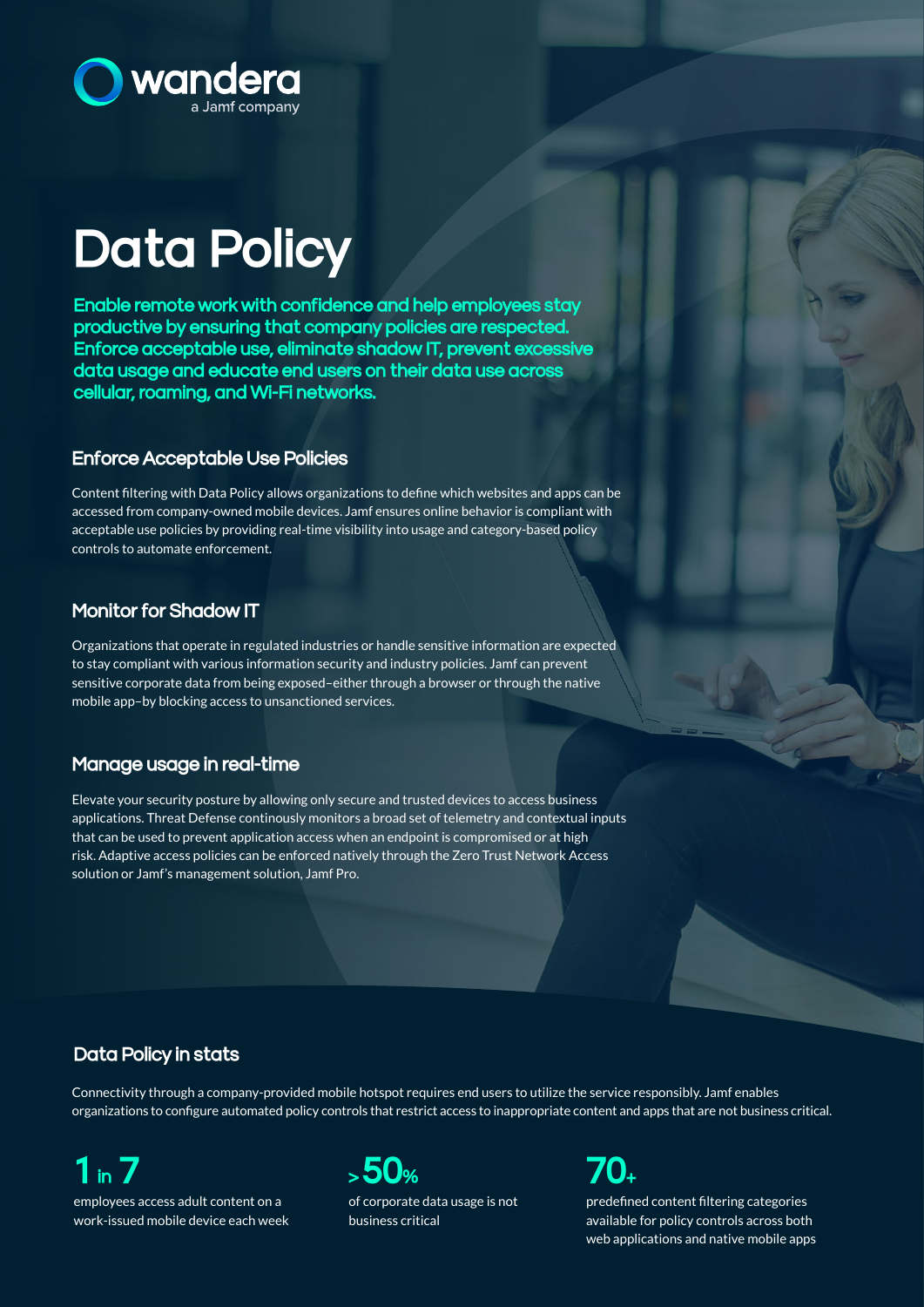wandera
a Jamf company

# Data Policy

**Enable remote work with confidence and help employees stay productive by ensuring that company policies are respected. Enforce acceptable use, eliminate shadow IT, prevent excessive data usage and educate end users on their data use across cellular, roaming, and Wi-Fi networks.**

## Enforce Acceptable Use Policies

Content filtering with Data Policy allows organizations to define which websites and apps can be accessed from company-owned mobile devices. Jamf ensures online behavior is compliant with acceptable use policies by providing real-time visibility into usage and category-based policy controls to automate enforcement.

## Monitor for Shadow IT

Organizations that operate in regulated industries or handle sensitive information are expected to stay compliant with various information security and industry policies. Jamf can prevent sensitive corporate data from being exposed–either through a browser or through the native mobile app–by blocking access to unsanctioned services.

## Manage usage in real-time

Elevate your security posture by allowing only secure and trusted devices to access business applications. Threat Defense continously monitors a broad set of telemetry and contextual inputs that can be used to prevent application access when an endpoint is compromised or at high risk. Adaptive access policies can be enforced natively through the Zero Trust Network Access solution or Jamf's management solution, Jamf Pro.

## Data Policy in stats

Connectivity through a company-provided mobile hotspot requires end users to utilize the service responsibly. Jamf enables organizations to configure automated policy controls that restrict access to inappropriate content and apps that are not business critical.

**1 in 7**
employees access adult content on a work-issued mobile device each week

**>50%**
of corporate data usage is not business critical

**70+**
predefined content filtering categories available for policy controls across both web applications and native mobile apps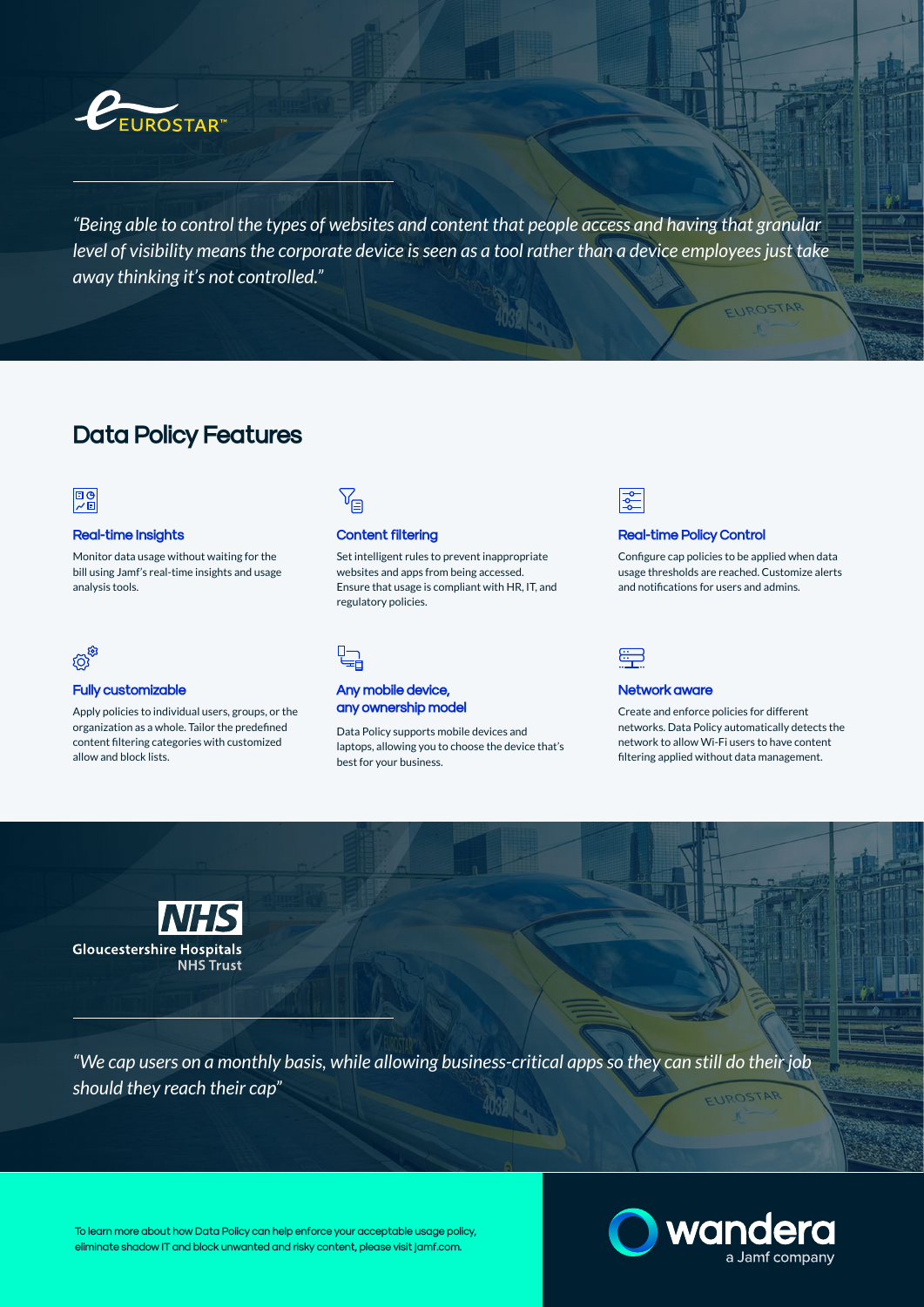EUROSTAR™

*"Being able to control the types of websites and content that people access and having that granular level of visibility means the corporate device is seen as a tool rather than a device employees just take away thinking it's not controlled."*

## Data Policy Features

### Real-time Insights

Monitor data usage without waiting for the bill using Jamf's real-time insights and usage analysis tools.

### Content filtering

Set intelligent rules to prevent inappropriate websites and apps from being accessed. Ensure that usage is compliant with HR, IT, and regulatory policies.

### Real-time Policy Control

Configure cap policies to be applied when data usage thresholds are reached. Customize alerts and notifications for users and admins.

### Fully customizable

Apply policies to individual users, groups, or the organization as a whole. Tailor the predefined content filtering categories with customized allow and block lists.

### Any mobile device, any ownership model

Data Policy supports mobile devices and laptops, allowing you to choose the device that's best for your business.

### Network aware

Create and enforce policies for different networks. Data Policy automatically detects the network to allow Wi-Fi users to have content filtering applied without data management.

NHS
Gloucestershire Hospitals
NHS Trust

*"We cap users on a monthly basis, while allowing business-critical apps so they can still do their job should they reach their cap"*

To learn more about how Data Policy can help enforce your acceptable usage policy, eliminate shadow IT and block unwanted and risky content, please visit jamf.com.

wandera
a Jamf company